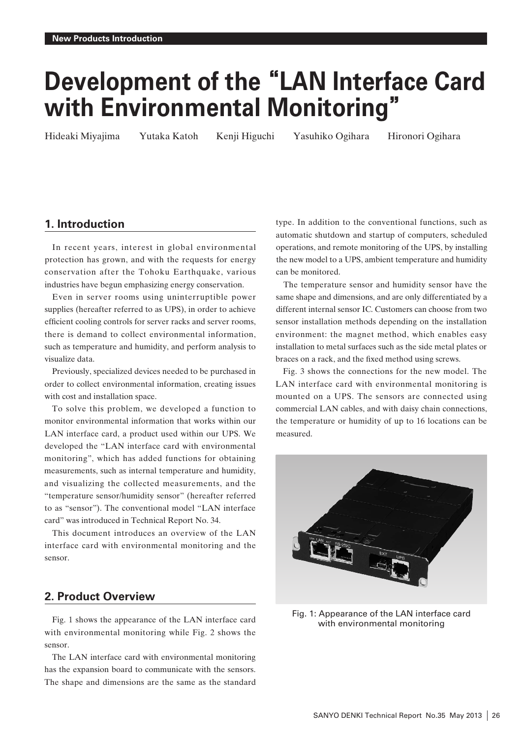# Development of the "LAN Interface Card with Environmental Monitoring"

Hideaki Miyajima  Yutaka Katoh  Kenji Higuchi  Yasuhiko Ogihara  Hironori Ogihara

## 1. Introduction

In recent years, interest in global environmental protection has grown, and with the requests for energy conservation after the Tohoku Earthquake, various industries have begun emphasizing energy conservation.

Even in server rooms using uninterruptible power supplies (hereafter referred to as UPS), in order to achieve efficient cooling controls for server racks and server rooms, there is demand to collect environmental information, such as temperature and humidity, and perform analysis to visualize data.

Previously, specialized devices needed to be purchased in order to collect environmental information, creating issues with cost and installation space.

To solve this problem, we developed a function to monitor environmental information that works within our LAN interface card, a product used within our UPS. We developed the "LAN interface card with environmental monitoring", which has added functions for obtaining measurements, such as internal temperature and humidity, and visualizing the collected measurements, and the "temperature sensor/humidity sensor" (hereafter referred to as "sensor"). The conventional model "LAN interface card" was introduced in Technical Report No. 34.

This document introduces an overview of the LAN interface card with environmental monitoring and the sensor.

## 2. Product Overview

Fig. 1 shows the appearance of the LAN interface card with environmental monitoring while Fig. 2 shows the sensor.

The LAN interface card with environmental monitoring has the expansion board to communicate with the sensors. The shape and dimensions are the same as the standard type. In addition to the conventional functions, such as automatic shutdown and startup of computers, scheduled operations, and remote monitoring of the UPS, by installing the new model to a UPS, ambient temperature and humidity can be monitored.

The temperature sensor and humidity sensor have the same shape and dimensions, and are only differentiated by a different internal sensor IC. Customers can choose from two sensor installation methods depending on the installation environment: the magnet method, which enables easy installation to metal surfaces such as the side metal plates or braces on a rack, and the fixed method using screws.

Fig. 3 shows the connections for the new model. The LAN interface card with environmental monitoring is mounted on a UPS. The sensors are connected using commercial LAN cables, and with daisy chain connections, the temperature or humidity of up to 16 locations can be measured.

Fig. 1: Appearance of the LAN interface card with environmental monitoring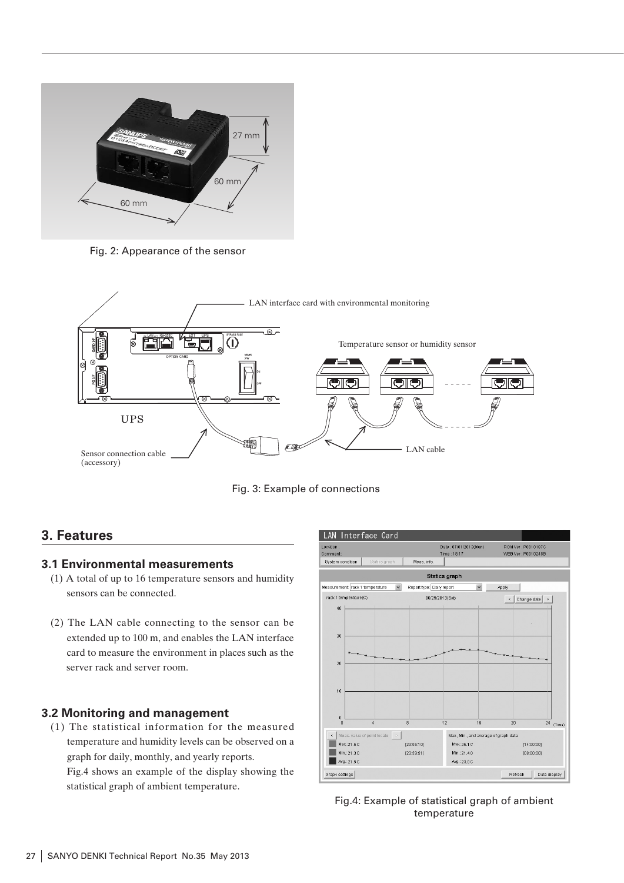Fig. 2: Appearance of the sensor

Fig. 3: Example of connections

## 3. Features

### 3.1 Environmental measurements

(1) A total of up to 16 temperature sensors and humidity sensors can be connected.

(2) The LAN cable connecting to the sensor can be extended up to 100 m, and enables the LAN interface card to measure the environment in places such as the server rack and server room.

### 3.2 Monitoring and management

(1) The statistical information for the measured temperature and humidity levels can be observed on a graph for daily, monthly, and yearly reports.
Fig.4 shows an example of the display showing the statistical graph of ambient temperature.

Fig.4: Example of statistical graph of ambient temperature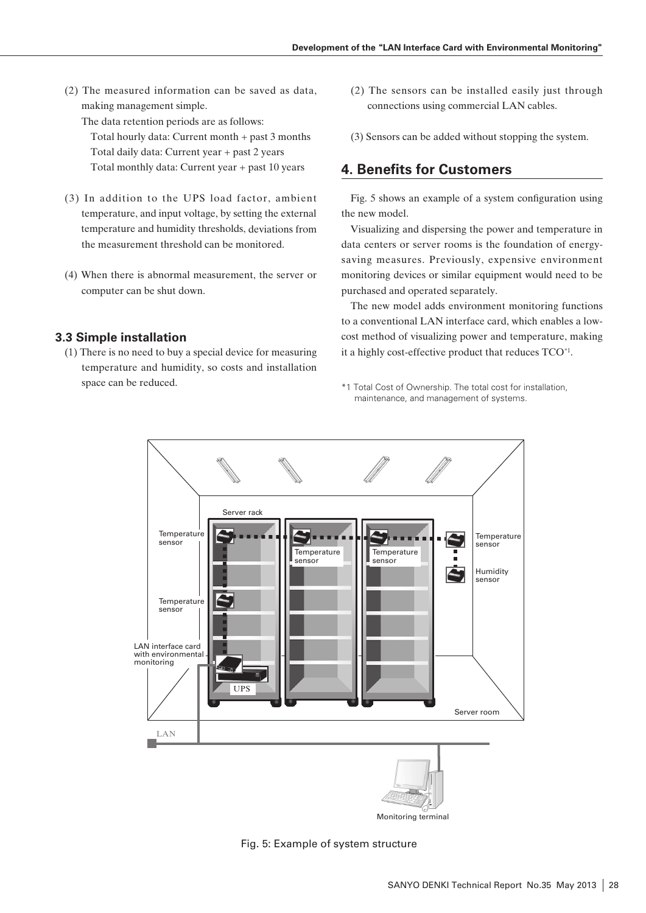(2) The measured information can be saved as data, making management simple.

The data retention periods are as follows:

Total hourly data: Current month + past 3 months

Total daily data: Current year + past 2 years

Total monthly data: Current year + past 10 years

(3) In addition to the UPS load factor, ambient temperature, and input voltage, by setting the external temperature and humidity thresholds, deviations from the measurement threshold can be monitored.

(4) When there is abnormal measurement, the server or computer can be shut down.

### 3.3 Simple installation

(1) There is no need to buy a special device for measuring temperature and humidity, so costs and installation space can be reduced.

(2) The sensors can be installed easily just through connections using commercial LAN cables.

(3) Sensors can be added without stopping the system.

## 4. Benefits for Customers

Fig. 5 shows an example of a system configuration using the new model.

Visualizing and dispersing the power and temperature in data centers or server rooms is the foundation of energy-saving measures. Previously, expensive environment monitoring devices or similar equipment would need to be purchased and operated separately.

The new model adds environment monitoring functions to a conventional LAN interface card, which enables a low-cost method of visualizing power and temperature, making it a highly cost-effective product that reduces TCO[*1].

*1 Total Cost of Ownership. The total cost for installation, maintenance, and management of systems.

Fig. 5: Example of system structure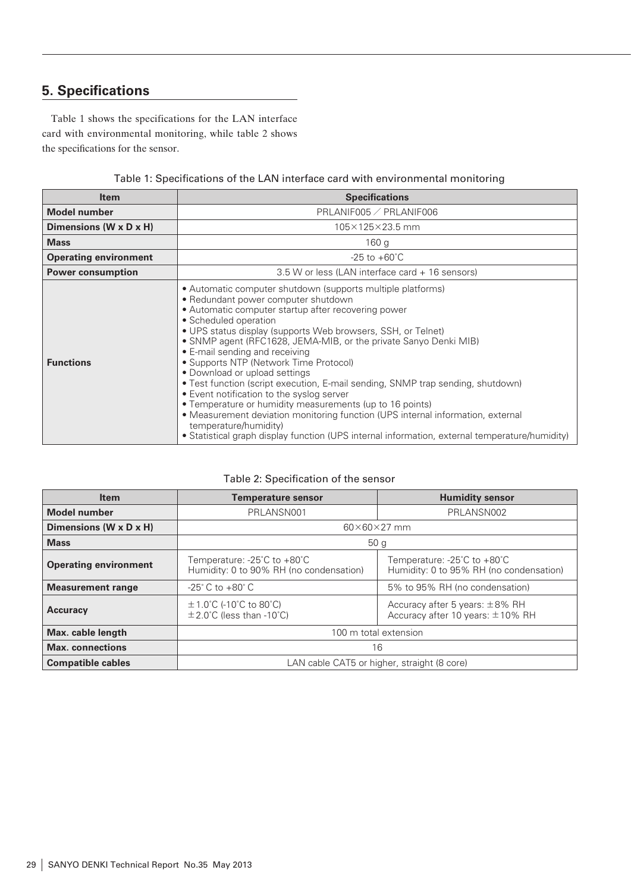## 5. Specifications

Table 1 shows the specifications for the LAN interface card with environmental monitoring, while table 2 shows the specifications for the sensor.

Table 1: Specifications of the LAN interface card with environmental monitoring

| Item | Specifications |
|---|---|
| **Model number** | PRLANIF005 ／ PRLANIF006 |
| **Dimensions (W x D x H)** | 105×125×23.5 mm |
| **Mass** | 160 g |
| **Operating environment** | -25 to +60˚C |
| **Power consumption** | 3.5 W or less (LAN interface card + 16 sensors) |
| **Functions** | • Automatic computer shutdown (supports multiple platforms)<br>• Redundant power computer shutdown<br>• Automatic computer startup after recovering power<br>• Scheduled operation<br>• UPS status display (supports Web browsers, SSH, or Telnet)<br>• SNMP agent (RFC1628, JEMA-MIB, or the private Sanyo Denki MIB)<br>• E-mail sending and receiving<br>• Supports NTP (Network Time Protocol)<br>• Download or upload settings<br>• Test function (script execution, E-mail sending, SNMP trap sending, shutdown)<br>• Event notification to the syslog server<br>• Temperature or humidity measurements (up to 16 points)<br>• Measurement deviation monitoring function (UPS internal information, external temperature/humidity)<br>• Statistical graph display function (UPS internal information, external temperature/humidity) |

Table 2: Specification of the sensor

| Item | Temperature sensor | Humidity sensor |
|---|---|---|
| **Model number** | PRLANSN001 | PRLANSN002 |
| **Dimensions (W x D x H)** | 60×60×27 mm | |
| **Mass** | 50 g | |
| **Operating environment** | Temperature: -25˚C to +80˚C<br>Humidity: 0 to 90% RH (no condensation) | Temperature: -25˚C to +80˚C<br>Humidity: 0 to 95% RH (no condensation) |
| **Measurement range** | -25˚ C to +80˚ C | 5% to 95% RH (no condensation) |
| **Accuracy** | ±1.0˚C (-10˚C to 80˚C)<br>±2.0˚C (less than -10˚C) | Accuracy after 5 years: ±8% RH<br>Accuracy after 10 years: ±10% RH |
| **Max. cable length** | 100 m total extension | |
| **Max. connections** | 16 | |
| **Compatible cables** | LAN cable CAT5 or higher, straight (8 core) | |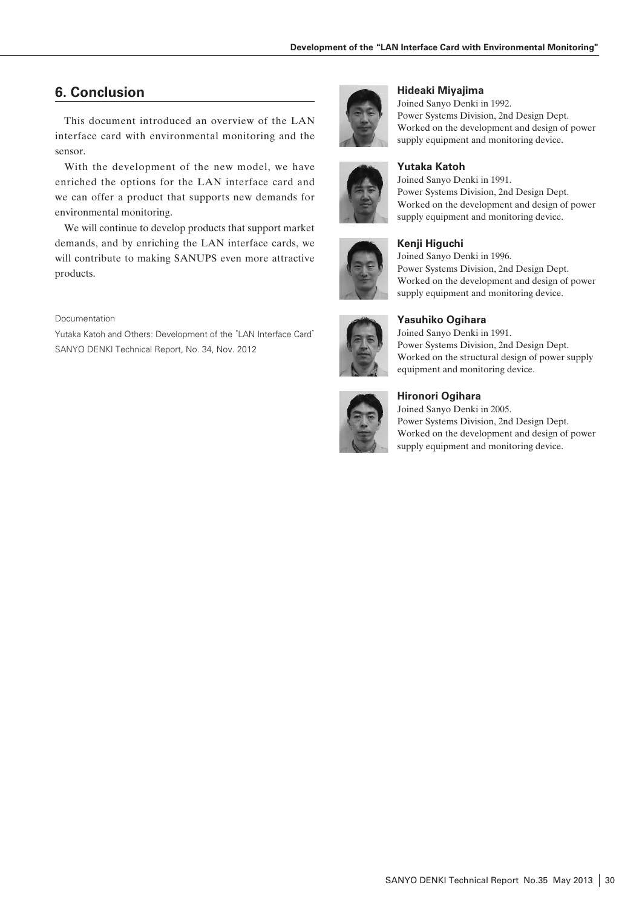## 6. Conclusion

This document introduced an overview of the LAN interface card with environmental monitoring and the sensor.

With the development of the new model, we have enriched the options for the LAN interface card and we can offer a product that supports new demands for environmental monitoring.

We will continue to develop products that support market demands, and by enriching the LAN interface cards, we will contribute to making SANUPS even more attractive products.

Documentation

Yutaka Katoh and Others: Development of the "LAN Interface Card" SANYO DENKI Technical Report, No. 34, Nov. 2012

**Hideaki Miyajima**
Joined Sanyo Denki in 1992.
Power Systems Division, 2nd Design Dept.
Worked on the development and design of power supply equipment and monitoring device.

**Yutaka Katoh**
Joined Sanyo Denki in 1991.
Power Systems Division, 2nd Design Dept.
Worked on the development and design of power supply equipment and monitoring device.

**Kenji Higuchi**
Joined Sanyo Denki in 1996.
Power Systems Division, 2nd Design Dept.
Worked on the development and design of power supply equipment and monitoring device.

**Yasuhiko Ogihara**
Joined Sanyo Denki in 1991.
Power Systems Division, 2nd Design Dept.
Worked on the structural design of power supply equipment and monitoring device.

**Hironori Ogihara**
Joined Sanyo Denki in 2005.
Power Systems Division, 2nd Design Dept.
Worked on the development and design of power supply equipment and monitoring device.